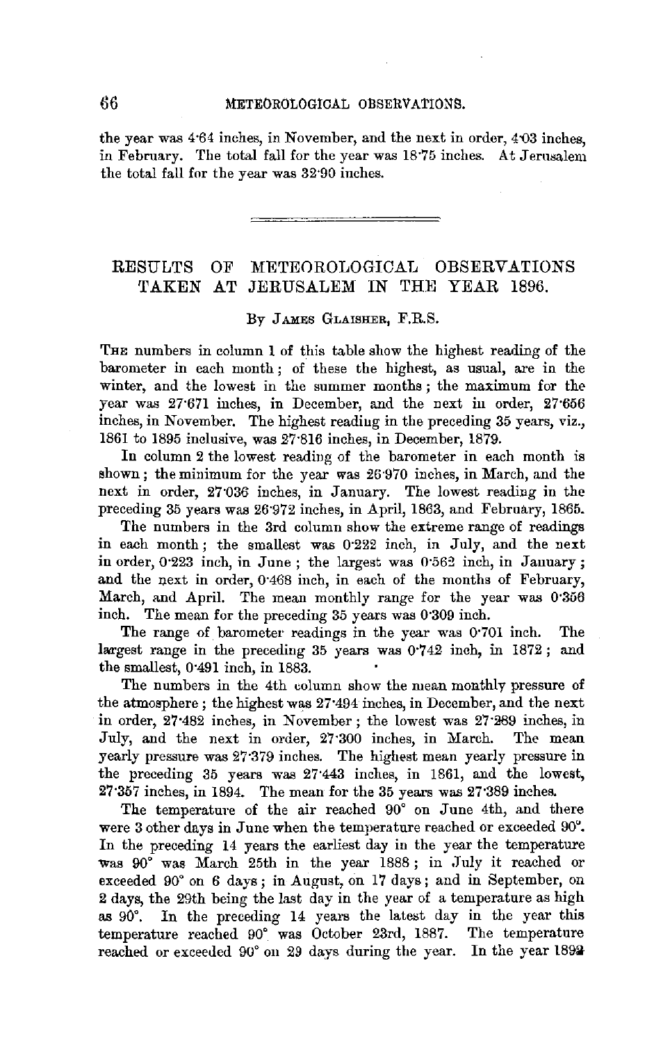the year was 4·64 inches, in November, and the next in order, 4·03 inches, in February. The total fall for the year was 18·75 inches. At Jerusalem the total fall for the year was 32·90 inches.

---

## RESULTS OF METEOROLOGICAL OBSERVATIONS TAKEN AT JERUSALEM IN THE YEAR 1896.

By James Glaisher, F.R.S.

The numbers in column 1 of this table show the highest reading of the barometer in each month; of these the highest, as usual, are in the winter, and the lowest in the summer months; the maximum for the year was 27·671 inches, in December, and the next in order, 27·656 inches, in November. The highest reading in the preceding 35 years, viz., 1861 to 1895 inclusive, was 27·816 inches, in December, 1879.

In column 2 the lowest reading of the barometer in each month is shown; the minimum for the year was 26·970 inches, in March, and the next in order, 27·036 inches, in January. The lowest reading in the preceding 35 years was 26·972 inches, in April, 1863, and February, 1865.

The numbers in the 3rd column show the extreme range of readings in each month; the smallest was 0·222 inch, in July, and the next in order, 0·223 inch, in June; the largest was 0·562 inch, in January; and the next in order, 0·468 inch, in each of the months of February, March, and April. The mean monthly range for the year was 0·356 inch. The mean for the preceding 35 years was 0·309 inch.

The range of barometer readings in the year was 0·701 inch. The largest range in the preceding 35 years was 0·742 inch, in 1872; and the smallest, 0·491 inch, in 1883.

The numbers in the 4th column show the mean monthly pressure of the atmosphere; the highest was 27·494 inches, in December, and the next in order, 27·482 inches, in November; the lowest was 27·289 inches, in July, and the next in order, 27·300 inches, in March. The mean yearly pressure was 27·379 inches. The highest mean yearly pressure in the preceding 35 years was 27·443 inches, in 1861, and the lowest, 27·357 inches, in 1894. The mean for the 35 years was 27·389 inches.

The temperature of the air reached 90° on June 4th, and there were 3 other days in June when the temperature reached or exceeded 90°. In the preceding 14 years the earliest day in the year the temperature was 90° was March 25th in the year 1888; in July it reached or exceeded 90° on 6 days; in August, on 17 days; and in September, on 2 days, the 29th being the last day in the year of a temperature as high as 90°. In the preceding 14 years the latest day in the year this temperature reached 90° was October 23rd, 1887. The temperature reached or exceeded 90° on 29 days during the year. In the year 1892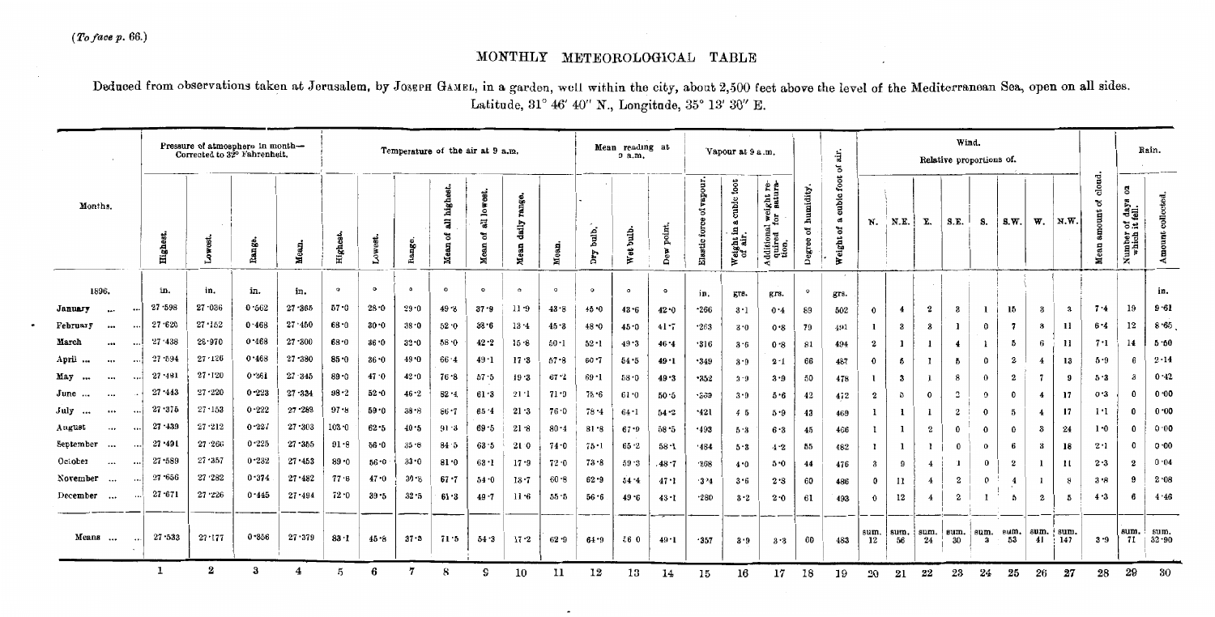(*To face p. 66.*)

## MONTHLY METEOROLOGICAL TABLE

Deduced from observations taken at Jerusalem, by Joseph Gamel, in a garden, well within the city, about 2,500 feet above the level of the Mediterranean Sea, open on all sides. Latitude, 31° 46′ 40″ N., Longitude, 35° 13′ 30″ E.

| Months. | Pressure of atmosphere in month—Corrected to 32° Fahrenheit. | | | | Temperature of the air at 9 a.m. | | | | | | | Mean reading at 9 a.m. | | | Vapour at 9 a.m. | | | | | Wind. Relative proportions of. | | | | | | | | | Rain. | |
|---|---|---|---|---|---|---|---|---|---|---|---|---|---|---|---|---|---|---|---|---|---|---|---|---|---|---|---|---|---|---|
| | Highest. | Lowest. | Range. | Mean. | Highest. | Lowest. | Range. | Mean of all highest. | Mean of all lowest. | Mean daily range. | Mean. | Dry bulb. | Wet bulb. | Dew point. | Elastic force of vapour. | Weight in a cubic foot of air. | Additional weight required for saturation. | Degree of humidity. | Weight of a cubic foot of air. | N. | N.E. | E. | S.E. | S. | S.W. | W. | N.W. | Mean amount of cloud. | Number of days on which it fell. | Amount collected. |
| 1896. | in. | in. | in. | in. | ° | ° | ° | ° | ° | ° | ° | ° | ° | ° | in. | grs. | grs. | ° | grs. | | | | | | | | | | | in. |
| January ... | 27·598 | 27·036 | 0·562 | 27·365 | 57·0 | 28·0 | 29·0 | 49·8 | 37·9 | 11·9 | 43·8 | 45·0 | 43·6 | 42·0 | ·266 | 3·1 | 0·4 | 89 | 502 | 0 | 4 | 2 | 3 | 1 | 15 | 3 | 3 | 7·4 | 19 | 9·61 |
| February ... | 27·620 | 27·152 | 0·468 | 27·450 | 68·0 | 30·0 | 38·0 | 52·0 | 38·6 | 13·4 | 45·3 | 48·0 | 45·0 | 41·7 | ·263 | 3·0 | 0·8 | 79 | 491 | 1 | 3 | 3 | 1 | 0 | 7 | 3 | 11 | 6·4 | 12 | 8·65 |
| March ... | 27·438 | 26·970 | 0·468 | 27·300 | 68·0 | 36·0 | 32·0 | 58·0 | 42·2 | 15·8 | 50·1 | 52·1 | 49·3 | 46·4 | ·316 | 3·6 | 0·8 | 81 | 494 | 2 | 1 | 1 | 4 | 1 | 5 | 6 | 11 | 7·1 | 14 | 5·50 |
| April ... | 27·594 | 27·126 | 0·468 | 27·380 | 85·0 | 36·0 | 49·0 | 66·4 | 49·1 | 17·3 | 57·8 | 60·7 | 54·5 | 49·1 | ·349 | 3·9 | 2·1 | 66 | 487 | 0 | 5 | 1 | 5 | 0 | 2 | 4 | 13 | 5·9 | 6 | 2·14 |
| May ... | 27·481 | 27·120 | 0·361 | 27·345 | 89·0 | 47·0 | 42·0 | 76·8 | 57·5 | 19·3 | 67·2 | 69·1 | 58·0 | 49·3 | ·352 | 3·9 | 3·9 | 50 | 478 | 1 | 3 | 1 | 8 | 0 | 2 | 7 | 9 | 5·3 | 3 | 0·42 |
| June ... | 27·443 | 27·220 | 0·223 | 27·334 | 98·2 | 52·0 | 46·2 | 82·4 | 61·3 | 21·1 | 71·9 | 75·6 | 61·0 | 50·5 | ·369 | 3·9 | 5·6 | 42 | 472 | 2 | 5 | 0 | 2 | 0 | 0 | 4 | 17 | 0·3 | 0 | 0·00 |
| July ... | 27·375 | 27·153 | 0·222 | 27·283 | 97·8 | 59·0 | 38·8 | 86·7 | 65·4 | 21·3 | 76·0 | 78·4 | 64·1 | 54·2 | ·421 | 4·5 | 5·9 | 43 | 469 | 1 | 1 | 1 | 2 | 0 | 5 | 4 | 17 | 1·1 | 0 | 0·00 |
| August ... | 27·439 | 27·212 | 0·227 | 27·303 | 103·0 | 62·5 | 40·5 | 91·3 | 69·5 | 21·8 | 80·4 | 81·8 | 67·9 | 58·5 | ·493 | 5·3 | 6·3 | 45 | 466 | 1 | 1 | 2 | 0 | 0 | 0 | 3 | 24 | 1·0 | 0 | 0·00 |
| September ... | 27·491 | 27·266 | 0·225 | 27·355 | 91·8 | 56·0 | 35·8 | 84·5 | 63·5 | 21·0 | 74·0 | 75·1 | 65·2 | 58·1 | ·484 | 5·3 | 4·2 | 55 | 482 | 1 | 1 | 1 | 0 | 0 | 6 | 3 | 18 | 2·1 | 0 | 0·00 |
| October ... | 27·589 | 27·357 | 0·232 | 27·453 | 89·0 | 56·0 | 33·0 | 81·0 | 63·1 | 17·9 | 72·0 | 73·8 | 59·3 | 48·7 | ·368 | 4·0 | 5·0 | 44 | 476 | 3 | 9 | 4 | 1 | 0 | 2 | 1 | 11 | 2·3 | 2 | 0·04 |
| November ... | 27·656 | 27·282 | 0·374 | 27·482 | 77·8 | 47·0 | 30·8 | 67·7 | 54·0 | 13·7 | 60·8 | 62·9 | 54·4 | 47·1 | ·324 | 3·6 | 2·3 | 60 | 486 | 0 | 11 | 4 | 2 | 0 | 4 | 1 | 8 | 3·8 | 9 | 2·08 |
| December ... | 27·671 | 27·226 | 0·445 | 27·494 | 72·0 | 39·5 | 32·5 | 61·3 | 49·7 | 11·6 | 55·5 | 56·6 | 49·6 | 43·1 | ·280 | 3·2 | 2·0 | 61 | 493 | 0 | 12 | 4 | 2 | 1 | 5 | 2 | 5 | 4·3 | 6 | 4·46 |
| Means ... | 27·533 | 27·177 | 0·356 | 27·379 | 83·1 | 45·8 | 37·3 | 71·5 | 54·3 | 17·2 | 62·9 | 64·9 | 56·0 | 49·1 | ·357 | 3·9 | 3·3 | 60 | 483 | sum. 12 | sum. 56 | sum. 24 | sum. 30 | sum. 3 | sum. 53 | sum. 41 | sum. 147 | 3·9 | sum. 71 | sum. 32·90 |
| | 1 | 2 | 3 | 4 | 5 | 6 | 7 | 8 | 9 | 10 | 11 | 12 | 13 | 14 | 15 | 16 | 17 | 18 | 19 | 20 | 21 | 22 | 23 | 24 | 25 | 26 | 27 | 28 | 29 | 30 |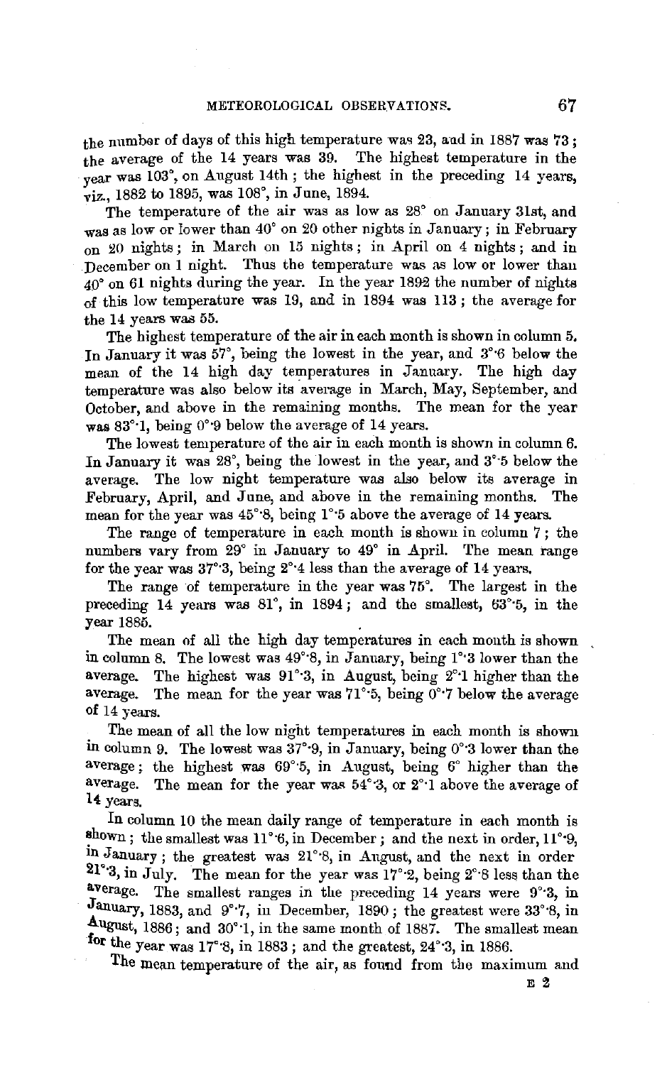the number of days of this high temperature was 23, and in 1887 was 73; the average of the 14 years was 39. The highest temperature in the year was 103°, on August 14th; the highest in the preceding 14 years, viz., 1882 to 1895, was 108°, in June, 1894.

The temperature of the air was as low as 28° on January 31st, and was as low or lower than 40° on 20 other nights in January; in February on 20 nights; in March on 15 nights; in April on 4 nights; and in December on 1 night. Thus the temperature was as low or lower than 40° on 61 nights during the year. In the year 1892 the number of nights of this low temperature was 19, and in 1894 was 113; the average for the 14 years was 55.

The highest temperature of the air in each month is shown in column 5. In January it was 57°, being the lowest in the year, and 3°·6 below the mean of the 14 high day temperatures in January. The high day temperature was also below its average in March, May, September, and October, and above in the remaining months. The mean for the year was 83°·1, being 0°·9 below the average of 14 years.

The lowest temperature of the air in each month is shown in column 6. In January it was 28°, being the lowest in the year, and 3°·5 below the average. The low night temperature was also below its average in February, April, and June, and above in the remaining months. The mean for the year was 45°·8, being 1°·5 above the average of 14 years.

The range of temperature in each month is shown in column 7; the numbers vary from 29° in January to 49° in April. The mean range for the year was 37°·3, being 2°·4 less than the average of 14 years.

The range of temperature in the year was 75°. The largest in the preceding 14 years was 81°, in 1894; and the smallest, 63°·5, in the year 1885.

The mean of all the high day temperatures in each month is shown in column 8. The lowest was 49°·8, in January, being 1°·3 lower than the average. The highest was 91°·3, in August, being 2°·1 higher than the average. The mean for the year was 71°·5, being 0°·7 below the average of 14 years.

The mean of all the low night temperatures in each month is shown in column 9. The lowest was 37°·9, in January, being 0°·3 lower than the average; the highest was 69°·5, in August, being 6° higher than the average. The mean for the year was 54°·3, or 2°·1 above the average of 14 years.

In column 10 the mean daily range of temperature in each month is shown; the smallest was 11°·6, in December; and the next in order, 11°·9, in January; the greatest was 21°·8, in August, and the next in order 21°·3, in July. The mean for the year was 17°·2, being 2°·8 less than the average. The smallest ranges in the preceding 14 years were 9°·3, in January, 1883, and 9°·7, in December, 1890; the greatest were 33°·8, in August, 1886; and 30°·1, in the same month of 1887. The smallest mean for the year was 17°·8, in 1883; and the greatest, 24°·3, in 1886.

The mean temperature of the air, as found from the maximum and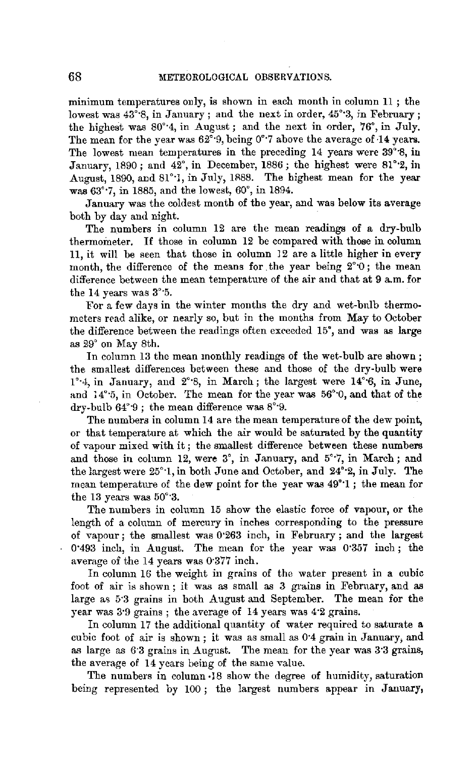minimum temperatures only, is shown in each month in column 11; the lowest was 43°·8, in January; and the next in order, 45°·3, in February; the highest was 80°·4, in August; and the next in order, 76°, in July. The mean for the year was 62°·9, being 0°·7 above the average of 14 years. The lowest mean temperatures in the preceding 14 years were 39°·8, in January, 1890; and 42°, in December, 1886; the highest were 81°·2, in August, 1890, and 81°·1, in July, 1888. The highest mean for the year was 63°·7, in 1885, and the lowest, 60°, in 1894.

January was the coldest month of the year, and was below its average both by day and night.

The numbers in column 12 are the mean readings of a dry-bulb thermometer. If those in column 12 be compared with those in column 11, it will be seen that those in column 12 are a little higher in every month, the difference of the means for the year being 2°·0; the mean difference between the mean temperature of the air and that at 9 a.m. for the 14 years was 3°·5.

For a few days in the winter months the dry and wet-bulb thermometers read alike, or nearly so, but in the months from May to October the difference between the readings often exceeded 15°, and was as large as 29° on May 8th.

In column 13 the mean monthly readings of the wet-bulb are shown; the smallest differences between these and those of the dry-bulb were 1°·4, in January, and 2°·8, in March; the largest were 14°·6, in June, and 14°·5, in October. The mean for the year was 56°·0, and that of the dry-bulb 64°·9; the mean difference was 8°·9.

The numbers in column 14 are the mean temperature of the dew point, or that temperature at which the air would be saturated by the quantity of vapour mixed with it; the smallest difference between these numbers and those in column 12, were 3°, in January, and 5°·7, in March; and the largest were 25°·1, in both June and October, and 24°·2, in July. The mean temperature of the dew point for the year was 49°·1; the mean for the 13 years was 50°·3.

The numbers in column 15 show the elastic force of vapour, or the length of a column of mercury in inches corresponding to the pressure of vapour; the smallest was 0·263 inch, in February; and the largest 0·493 inch, in August. The mean for the year was 0·357 inch; the average of the 14 years was 0·377 inch.

In column 16 the weight in grains of the water present in a cubic foot of air is shown; it was as small as 3 grains in February, and as large as 5·3 grains in both August and September. The mean for the year was 3·9 grains; the average of 14 years was 4·2 grains.

In column 17 the additional quantity of water required to saturate a cubic foot of air is shown; it was as small as 0·4 grain in January, and as large as 6·3 grains in August. The mean for the year was 3·3 grains, the average of 14 years being of the same value.

The numbers in column 18 show the degree of humidity, saturation being represented by 100; the largest numbers appear in January,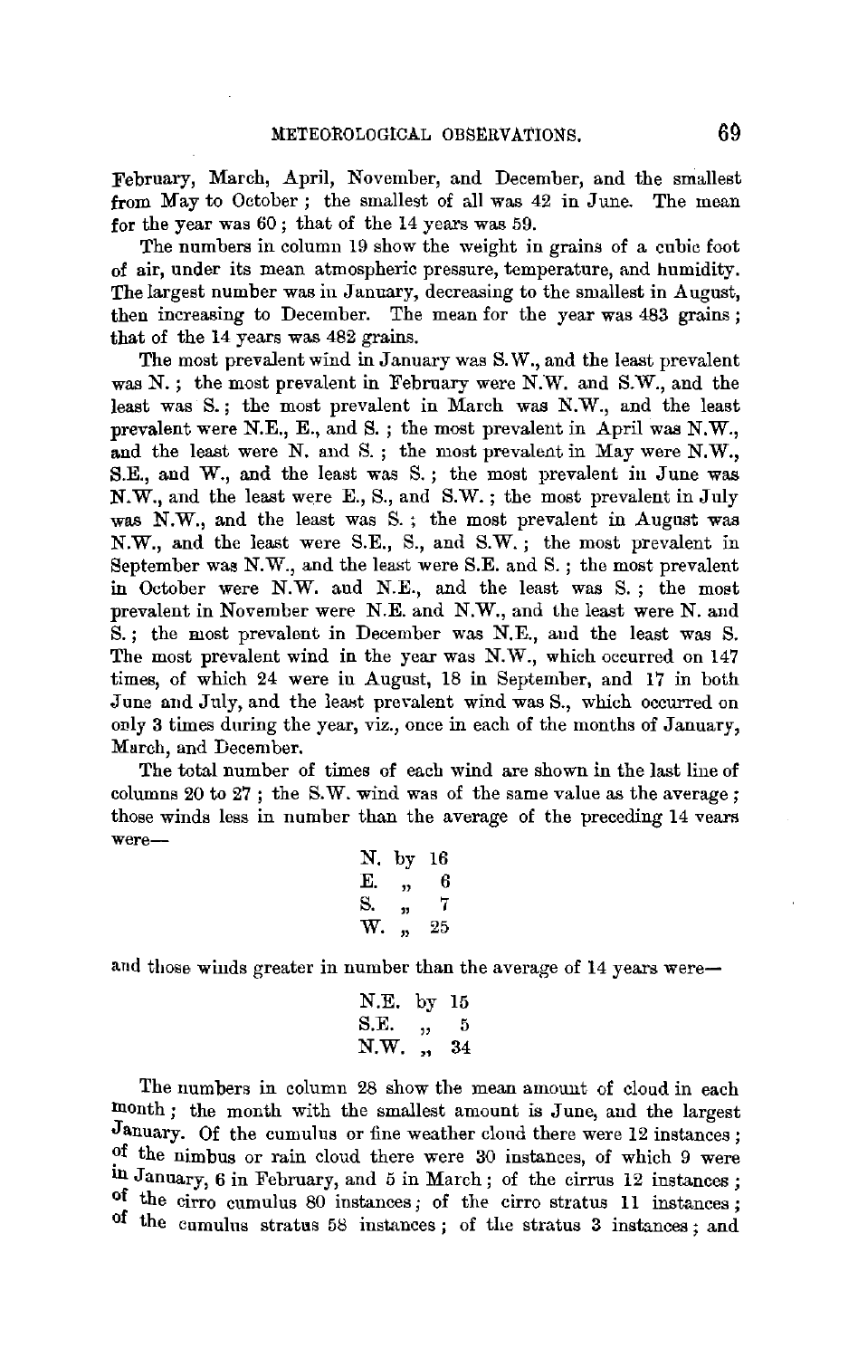February, March, April, November, and December, and the smallest from May to October; the smallest of all was 42 in June. The mean for the year was 60; that of the 14 years was 59.

The numbers in column 19 show the weight in grains of a cubic foot of air, under its mean atmospheric pressure, temperature, and humidity. The largest number was in January, decreasing to the smallest in August, then increasing to December. The mean for the year was 483 grains; that of the 14 years was 482 grains.

The most prevalent wind in January was S.W., and the least prevalent was N.; the most prevalent in February were N.W. and S.W., and the least was S.; the most prevalent in March was N.W., and the least prevalent were N.E., E., and S.; the most prevalent in April was N.W., and the least were N. and S.; the most prevalent in May were N.W., S.E., and W., and the least was S.; the most prevalent in June was N.W., and the least were E., S., and S.W.; the most prevalent in July was N.W., and the least was S.; the most prevalent in August was N.W., and the least were S.E., S., and S.W.; the most prevalent in September was N.W., and the least were S.E. and S.; the most prevalent in October were N.W. and N.E., and the least was S.; the most prevalent in November were N.E. and N.W., and the least were N. and S.; the most prevalent in December was N.E., and the least was S. The most prevalent wind in the year was N.W., which occurred on 147 times, of which 24 were in August, 18 in September, and 17 in both June and July, and the least prevalent wind was S., which occurred on only 3 times during the year, viz., once in each of the months of January, March, and December.

The total number of times of each wind are shown in the last line of columns 20 to 27; the S.W. wind was of the same value as the average; those winds less in number than the average of the preceding 14 years were—

N. by 16
E. „ 6
S. „ 7
W. „ 25

and those winds greater in number than the average of 14 years were—

N.E. by 15
S.E. „ 5
N.W. „ 34

The numbers in column 28 show the mean amount of cloud in each month; the month with the smallest amount is June, and the largest January. Of the cumulus or fine weather cloud there were 12 instances; of the nimbus or rain cloud there were 30 instances, of which 9 were in January, 6 in February, and 5 in March; of the cirrus 12 instances; of the cirro cumulus 80 instances; of the cirro stratus 11 instances; of the cumulus stratus 58 instances; of the stratus 3 instances; and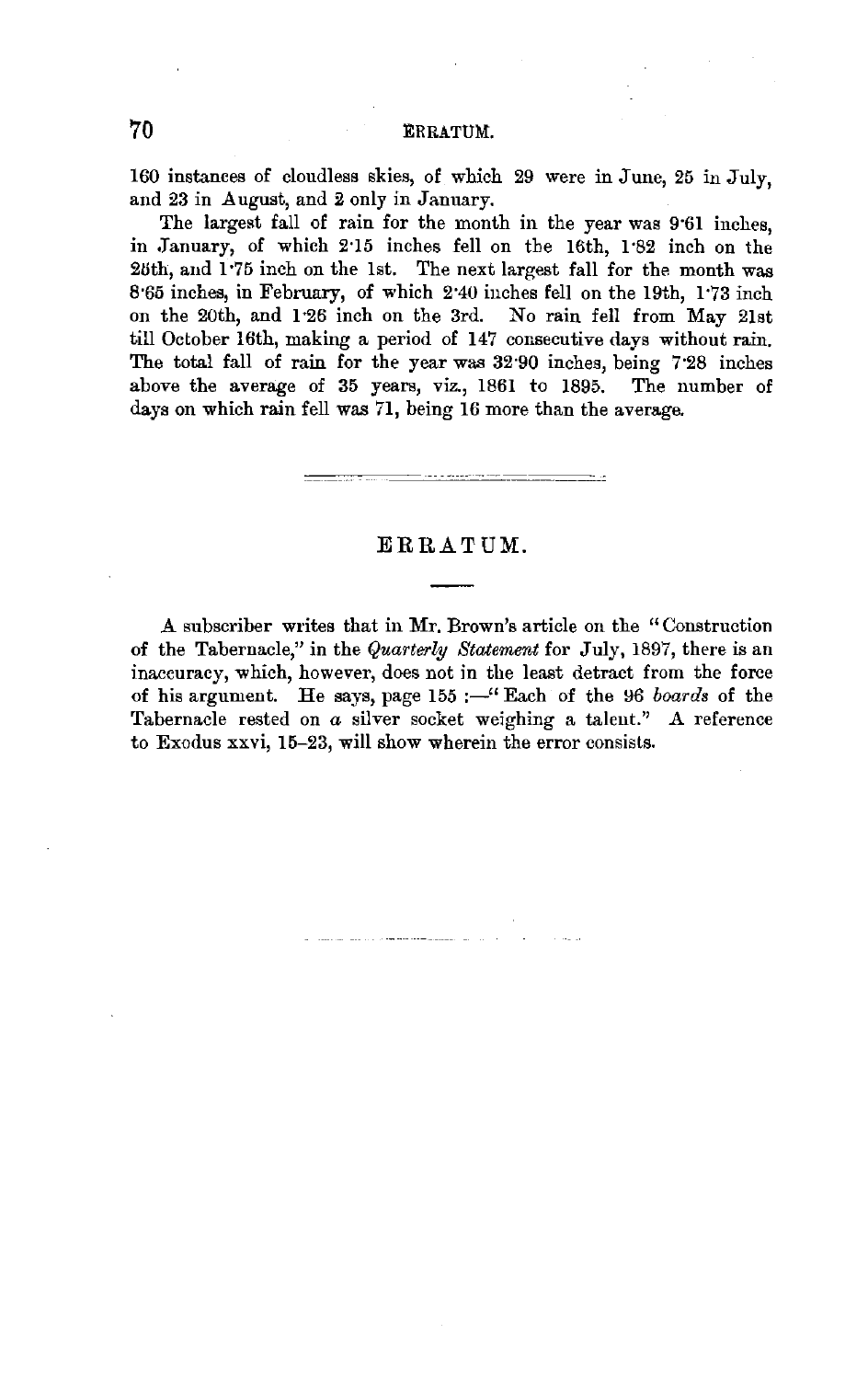160 instances of cloudless skies, of which 29 were in June, 25 in July, and 23 in August, and 2 only in January.

The largest fall of rain for the month in the year was 9·61 inches, in January, of which 2·15 inches fell on the 16th, 1·82 inch on the 28th, and 1·75 inch on the 1st. The next largest fall for the month was 8·65 inches, in February, of which 2·40 inches fell on the 19th, 1·73 inch on the 20th, and 1·26 inch on the 3rd. No rain fell from May 21st till October 16th, making a period of 147 consecutive days without rain. The total fall of rain for the year was 32·90 inches, being 7·28 inches above the average of 35 years, viz., 1861 to 1895. The number of days on which rain fell was 71, being 16 more than the average.

---

## ERRATUM.

A subscriber writes that in Mr. Brown's article on the "Construction of the Tabernacle," in the *Quarterly Statement* for July, 1897, there is an inaccuracy, which, however, does not in the least detract from the force of his argument. He says, page 155 :—"Each of the 96 *boards* of the Tabernacle rested on *a* silver socket weighing a talent." A reference to Exodus xxvi, 15–23, will show wherein the error consists.